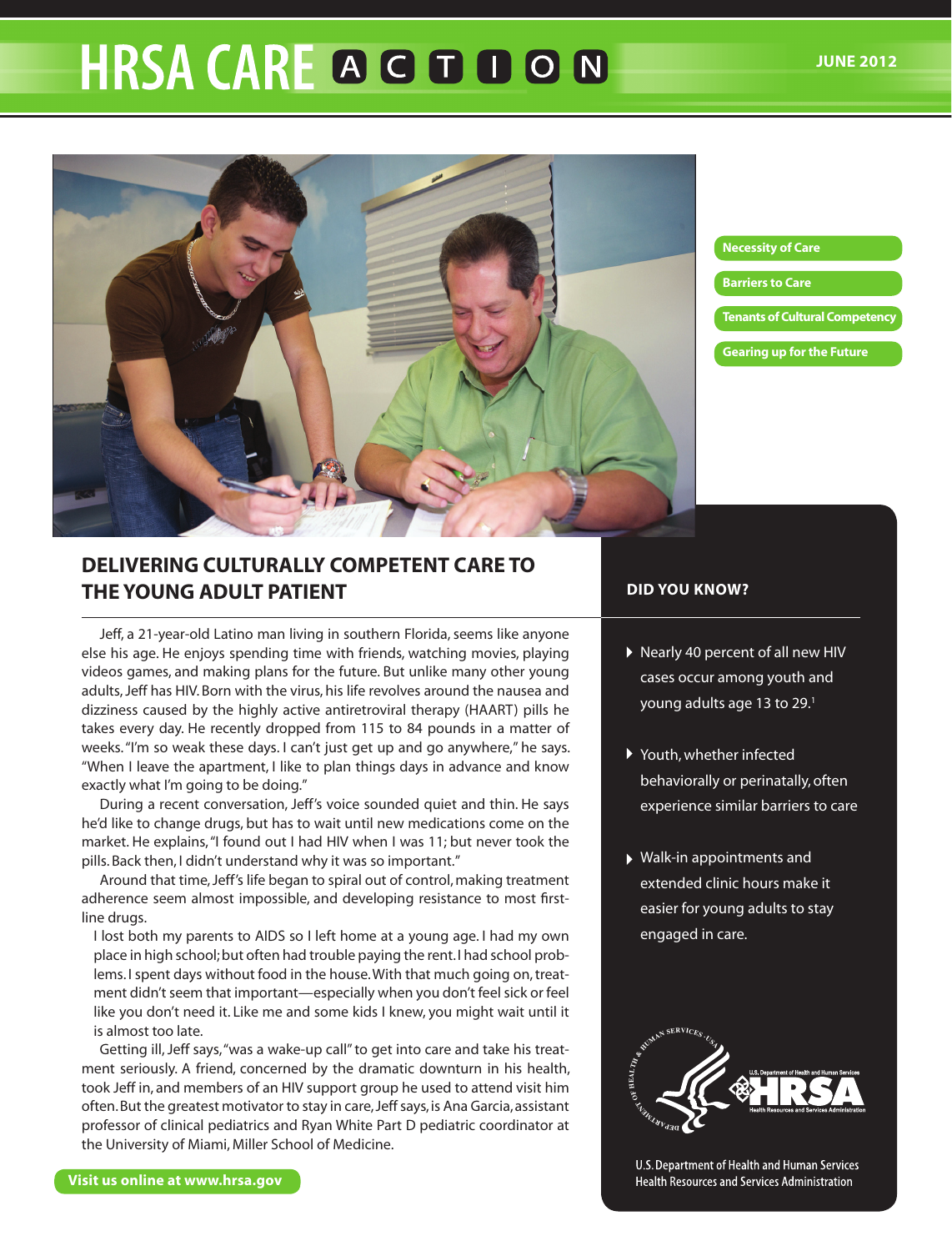# HRSA CARE ACTION

JUNE 2012

- Necessity of Care
- Barriers to Care
- Tenants of Cultural Competency
- Gearing up for the Future

## DELIVERING CULTURALLY COMPETENT CARE TO THE YOUNG ADULT PATIENT

Jeff, a 21-year-old Latino man living in southern Florida, seems like anyone else his age. He enjoys spending time with friends, watching movies, playing videos games, and making plans for the future. But unlike many other young adults, Jeff has HIV. Born with the virus, his life revolves around the nausea and dizziness caused by the highly active antiretroviral therapy (HAART) pills he takes every day. He recently dropped from 115 to 84 pounds in a matter of weeks. "I'm so weak these days. I can't just get up and go anywhere," he says. "When I leave the apartment, I like to plan things days in advance and know exactly what I'm going to be doing."

During a recent conversation, Jeff's voice sounded quiet and thin. He says he'd like to change drugs, but has to wait until new medications come on the market. He explains, "I found out I had HIV when I was 11; but never took the pills. Back then, I didn't understand why it was so important."

Around that time, Jeff's life began to spiral out of control, making treatment adherence seem almost impossible, and developing resistance to most first-line drugs.

> I lost both my parents to AIDS so I left home at a young age. I had my own place in high school; but often had trouble paying the rent. I had school problems. I spent days without food in the house. With that much going on, treatment didn't seem that important—especially when you don't feel sick or feel like you don't need it. Like me and some kids I knew, you might wait until it is almost too late.

Getting ill, Jeff says, "was a wake-up call" to get into care and take his treatment seriously. A friend, concerned by the dramatic downturn in his health, took Jeff in, and members of an HIV support group he used to attend visit him often. But the greatest motivator to stay in care, Jeff says, is Ana Garcia, assistant professor of clinical pediatrics and Ryan White Part D pediatric coordinator at the University of Miami, Miller School of Medicine.

### DID YOU KNOW?

- Nearly 40 percent of all new HIV cases occur among youth and young adults age 13 to 29.[1]
- Youth, whether infected behaviorally or perinatally, often experience similar barriers to care
- Walk-in appointments and extended clinic hours make it easier for young adults to stay engaged in care.

U.S. Department of Health and Human Services
Health Resources and Services Administration

Visit us online at www.hrsa.gov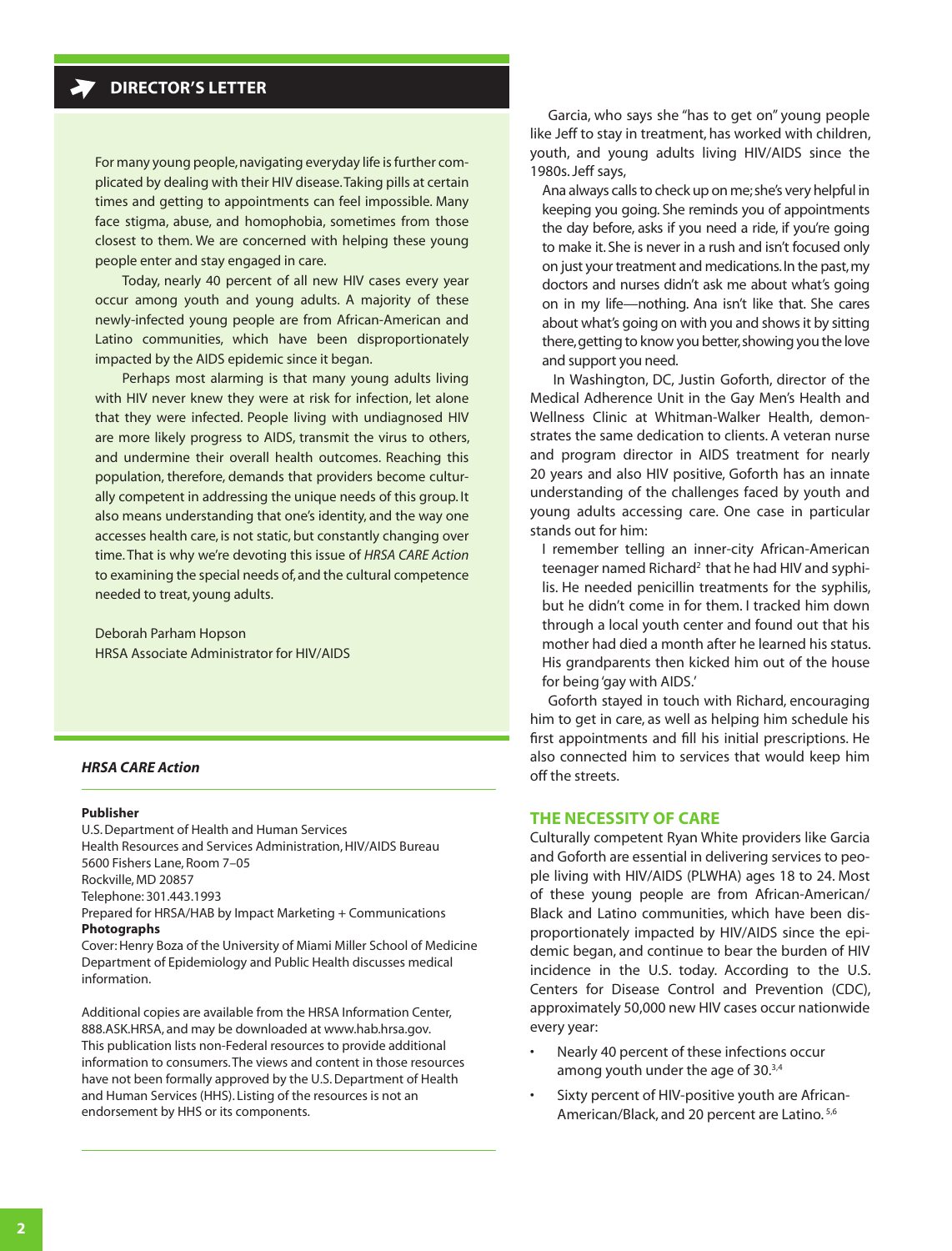## DIRECTOR'S LETTER

For many young people, navigating everyday life is further complicated by dealing with their HIV disease. Taking pills at certain times and getting to appointments can feel impossible. Many face stigma, abuse, and homophobia, sometimes from those closest to them. We are concerned with helping these young people enter and stay engaged in care.

Today, nearly 40 percent of all new HIV cases every year occur among youth and young adults. A majority of these newly-infected young people are from African-American and Latino communities, which have been disproportionately impacted by the AIDS epidemic since it began.

Perhaps most alarming is that many young adults living with HIV never knew they were at risk for infection, let alone that they were infected. People living with undiagnosed HIV are more likely progress to AIDS, transmit the virus to others, and undermine their overall health outcomes. Reaching this population, therefore, demands that providers become culturally competent in addressing the unique needs of this group. It also means understanding that one's identity, and the way one accesses health care, is not static, but constantly changing over time. That is why we're devoting this issue of *HRSA CARE Action* to examining the special needs of, and the cultural competence needed to treat, young adults.

Deborah Parham Hopson
HRSA Associate Administrator for HIV/AIDS

***HRSA CARE Action***

**Publisher**
U.S. Department of Health and Human Services
Health Resources and Services Administration, HIV/AIDS Bureau
5600 Fishers Lane, Room 7–05
Rockville, MD 20857
Telephone: 301.443.1993
Prepared for HRSA/HAB by Impact Marketing + Communications

**Photographs**
Cover: Henry Boza of the University of Miami Miller School of Medicine Department of Epidemiology and Public Health discusses medical information.

Additional copies are available from the HRSA Information Center, 888.ASK.HRSA, and may be downloaded at www.hab.hrsa.gov. This publication lists non-Federal resources to provide additional information to consumers. The views and content in those resources have not been formally approved by the U.S. Department of Health and Human Services (HHS). Listing of the resources is not an endorsement by HHS or its components.

Garcia, who says she "has to get on" young people like Jeff to stay in treatment, has worked with children, youth, and young adults living HIV/AIDS since the 1980s. Jeff says,

> Ana always calls to check up on me; she's very helpful in keeping you going. She reminds you of appointments the day before, asks if you need a ride, if you're going to make it. She is never in a rush and isn't focused only on just your treatment and medications. In the past, my doctors and nurses didn't ask me about what's going on in my life—nothing. Ana isn't like that. She cares about what's going on with you and shows it by sitting there, getting to know you better, showing you the love and support you need.

In Washington, DC, Justin Goforth, director of the Medical Adherence Unit in the Gay Men's Health and Wellness Clinic at Whitman-Walker Health, demonstrates the same dedication to clients. A veteran nurse and program director in AIDS treatment for nearly 20 years and also HIV positive, Goforth has an innate understanding of the challenges faced by youth and young adults accessing care. One case in particular stands out for him:

> I remember telling an inner-city African-American teenager named Richard[2] that he had HIV and syphilis. He needed penicillin treatments for the syphilis, but he didn't come in for them. I tracked him down through a local youth center and found out that his mother had died a month after he learned his status. His grandparents then kicked him out of the house for being 'gay with AIDS.'

Goforth stayed in touch with Richard, encouraging him to get in care, as well as helping him schedule his first appointments and fill his initial prescriptions. He also connected him to services that would keep him off the streets.

### THE NECESSITY OF CARE

Culturally competent Ryan White providers like Garcia and Goforth are essential in delivering services to people living with HIV/AIDS (PLWHA) ages 18 to 24. Most of these young people are from African-American/Black and Latino communities, which have been disproportionately impacted by HIV/AIDS since the epidemic began, and continue to bear the burden of HIV incidence in the U.S. today. According to the U.S. Centers for Disease Control and Prevention (CDC), approximately 50,000 new HIV cases occur nationwide every year:

- Nearly 40 percent of these infections occur among youth under the age of 30.[3,4]
- Sixty percent of HIV-positive youth are African-American/Black, and 20 percent are Latino.[5,6]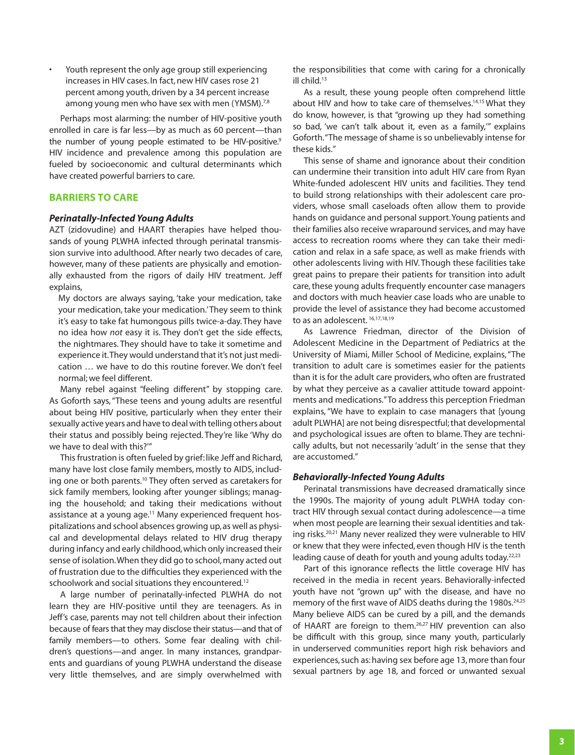- Youth represent the only age group still experiencing increases in HIV cases. In fact, new HIV cases rose 21 percent among youth, driven by a 34 percent increase among young men who have sex with men (YMSM).[7,8]

Perhaps most alarming: the number of HIV-positive youth enrolled in care is far less—by as much as 60 percent—than the number of young people estimated to be HIV-positive.[9] HIV incidence and prevalence among this population are fueled by socioeconomic and cultural determinants which have created powerful barriers to care.

## BARRIERS TO CARE

### *Perinatally-Infected Young Adults*

AZT (zidovudine) and HAART therapies have helped thousands of young PLWHA infected through perinatal transmission survive into adulthood. After nearly two decades of care, however, many of these patients are physically and emotionally exhausted from the rigors of daily HIV treatment. Jeff explains,

> My doctors are always saying, 'take your medication, take your medication, take your medication.' They seem to think it's easy to take fat humongous pills twice-a-day. They have no idea how *not* easy it is. They don't get the side effects, the nightmares. They should have to take it sometime and experience it. They would understand that it's not just medication … we have to do this routine forever. We don't feel normal; we feel different.

Many rebel against "feeling different" by stopping care. As Goforth says, "These teens and young adults are resentful about being HIV positive, particularly when they enter their sexually active years and have to deal with telling others about their status and possibly being rejected. They're like 'Why do we have to deal with this?'"

This frustration is often fueled by grief: like Jeff and Richard, many have lost close family members, mostly to AIDS, including one or both parents.[10] They often served as caretakers for sick family members, looking after younger siblings; managing the household; and taking their medications without assistance at a young age.[11] Many experienced frequent hospitalizations and school absences growing up, as well as physical and developmental delays related to HIV drug therapy during infancy and early childhood, which only increased their sense of isolation. When they did go to school, many acted out of frustration due to the difficulties they experienced with the schoolwork and social situations they encountered.[12]

A large number of perinatally-infected PLWHA do not learn they are HIV-positive until they are teenagers. As in Jeff's case, parents may not tell children about their infection because of fears that they may disclose their status—and that of family members—to others. Some fear dealing with children's questions—and anger. In many instances, grandparents and guardians of young PLWHA understand the disease very little themselves, and are simply overwhelmed with the responsibilities that come with caring for a chronically ill child.[13]

As a result, these young people often comprehend little about HIV and how to take care of themselves.[14,15] What they do know, however, is that "growing up they had something so bad, 'we can't talk about it, even as a family,'" explains Goforth. "The message of shame is so unbelievably intense for these kids."

This sense of shame and ignorance about their condition can undermine their transition into adult HIV care from Ryan White-funded adolescent HIV units and facilities. They tend to build strong relationships with their adolescent care providers, whose small caseloads often allow them to provide hands on guidance and personal support. Young patients and their families also receive wraparound services, and may have access to recreation rooms where they can take their medication and relax in a safe space, as well as make friends with other adolescents living with HIV. Though these facilities take great pains to prepare their patients for transition into adult care, these young adults frequently encounter case managers and doctors with much heavier case loads who are unable to provide the level of assistance they had become accustomed to as an adolescent.[16,17,18,19]

As Lawrence Friedman, director of the Division of Adolescent Medicine in the Department of Pediatrics at the University of Miami, Miller School of Medicine, explains, "The transition to adult care is sometimes easier for the patients than it is for the adult care providers, who often are frustrated by what they perceive as a cavalier attitude toward appointments and medications." To address this perception Friedman explains, "We have to explain to case managers that [young adult PLWHA] are not being disrespectful; that developmental and psychological issues are often to blame. They are technically adults, but not necessarily 'adult' in the sense that they are accustomed."

### *Behaviorally-Infected Young Adults*

Perinatal transmissions have decreased dramatically since the 1990s. The majority of young adult PLWHA today contract HIV through sexual contact during adolescence—a time when most people are learning their sexual identities and taking risks.[20,21] Many never realized they were vulnerable to HIV or knew that they were infected, even though HIV is the tenth leading cause of death for youth and young adults today.[22,23]

Part of this ignorance reflects the little coverage HIV has received in the media in recent years. Behaviorally-infected youth have not "grown up" with the disease, and have no memory of the first wave of AIDS deaths during the 1980s.[24,25] Many believe AIDS can be cured by a pill, and the demands of HAART are foreign to them.[26,27] HIV prevention can also be difficult with this group, since many youth, particularly in underserved communities report high risk behaviors and experiences, such as: having sex before age 13, more than four sexual partners by age 18, and forced or unwanted sexual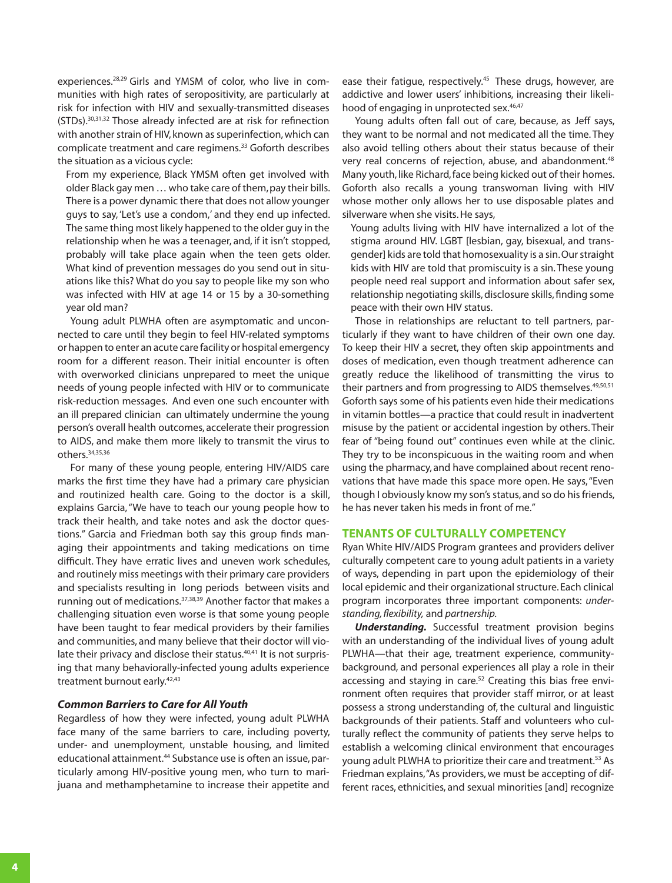experiences.[28,29] Girls and YMSM of color, who live in communities with high rates of seropositivity, are particularly at risk for infection with HIV and sexually-transmitted diseases (STDs).[30,31,32] Those already infected are at risk for refinection with another strain of HIV, known as superinfection, which can complicate treatment and care regimens.[33] Goforth describes the situation as a vicious cycle:

> From my experience, Black YMSM often get involved with older Black gay men … who take care of them, pay their bills. There is a power dynamic there that does not allow younger guys to say, 'Let's use a condom,' and they end up infected. The same thing most likely happened to the older guy in the relationship when he was a teenager, and, if it isn't stopped, probably will take place again when the teen gets older. What kind of prevention messages do you send out in situations like this? What do you say to people like my son who was infected with HIV at age 14 or 15 by a 30-something year old man?

Young adult PLWHA often are asymptomatic and unconnected to care until they begin to feel HIV-related symptoms or happen to enter an acute care facility or hospital emergency room for a different reason. Their initial encounter is often with overworked clinicians unprepared to meet the unique needs of young people infected with HIV or to communicate risk-reduction messages. And even one such encounter with an ill prepared clinician can ultimately undermine the young person's overall health outcomes, accelerate their progression to AIDS, and make them more likely to transmit the virus to others.[34,35,36]

For many of these young people, entering HIV/AIDS care marks the first time they have had a primary care physician and routinized health care. Going to the doctor is a skill, explains Garcia, "We have to teach our young people how to track their health, and take notes and ask the doctor questions." Garcia and Friedman both say this group finds managing their appointments and taking medications on time difficult. They have erratic lives and uneven work schedules, and routinely miss meetings with their primary care providers and specialists resulting in long periods between visits and running out of medications.[37,38,39] Another factor that makes a challenging situation even worse is that some young people have been taught to fear medical providers by their families and communities, and many believe that their doctor will violate their privacy and disclose their status.[40,41] It is not surprising that many behaviorally-infected young adults experience treatment burnout early.[42,43]

### *Common Barriers to Care for All Youth*

Regardless of how they were infected, young adult PLWHA face many of the same barriers to care, including poverty, under- and unemployment, unstable housing, and limited educational attainment.[44] Substance use is often an issue, particularly among HIV-positive young men, who turn to marijuana and methamphetamine to increase their appetite and ease their fatigue, respectively.[45] These drugs, however, are addictive and lower users' inhibitions, increasing their likelihood of engaging in unprotected sex.[46,47]

Young adults often fall out of care, because, as Jeff says, they want to be normal and not medicated all the time. They also avoid telling others about their status because of their very real concerns of rejection, abuse, and abandonment.[48] Many youth, like Richard, face being kicked out of their homes. Goforth also recalls a young transwoman living with HIV whose mother only allows her to use disposable plates and silverware when she visits. He says,

> Young adults living with HIV have internalized a lot of the stigma around HIV. LGBT [lesbian, gay, bisexual, and transgender] kids are told that homosexuality is a sin. Our straight kids with HIV are told that promiscuity is a sin. These young people need real support and information about safer sex, relationship negotiating skills, disclosure skills, finding some peace with their own HIV status.

Those in relationships are reluctant to tell partners, particularly if they want to have children of their own one day. To keep their HIV a secret, they often skip appointments and doses of medication, even though treatment adherence can greatly reduce the likelihood of transmitting the virus to their partners and from progressing to AIDS themselves.[49,50,51] Goforth says some of his patients even hide their medications in vitamin bottles—a practice that could result in inadvertent misuse by the patient or accidental ingestion by others. Their fear of "being found out" continues even while at the clinic. They try to be inconspicuous in the waiting room and when using the pharmacy, and have complained about recent renovations that have made this space more open. He says, "Even though I obviously know my son's status, and so do his friends, he has never taken his meds in front of me."

## TENANTS OF CULTURALLY COMPETENCY

Ryan White HIV/AIDS Program grantees and providers deliver culturally competent care to young adult patients in a variety of ways, depending in part upon the epidemiology of their local epidemic and their organizational structure. Each clinical program incorporates three important components: *understanding, flexibility,* and *partnership.*

***Understanding.*** Successful treatment provision begins with an understanding of the individual lives of young adult PLWHA—that their age, treatment experience, community-background, and personal experiences all play a role in their accessing and staying in care.[52] Creating this bias free environment often requires that provider staff mirror, or at least possess a strong understanding of, the cultural and linguistic backgrounds of their patients. Staff and volunteers who culturally reflect the community of patients they serve helps to establish a welcoming clinical environment that encourages young adult PLWHA to prioritize their care and treatment.[53] As Friedman explains, "As providers, we must be accepting of different races, ethnicities, and sexual minorities [and] recognize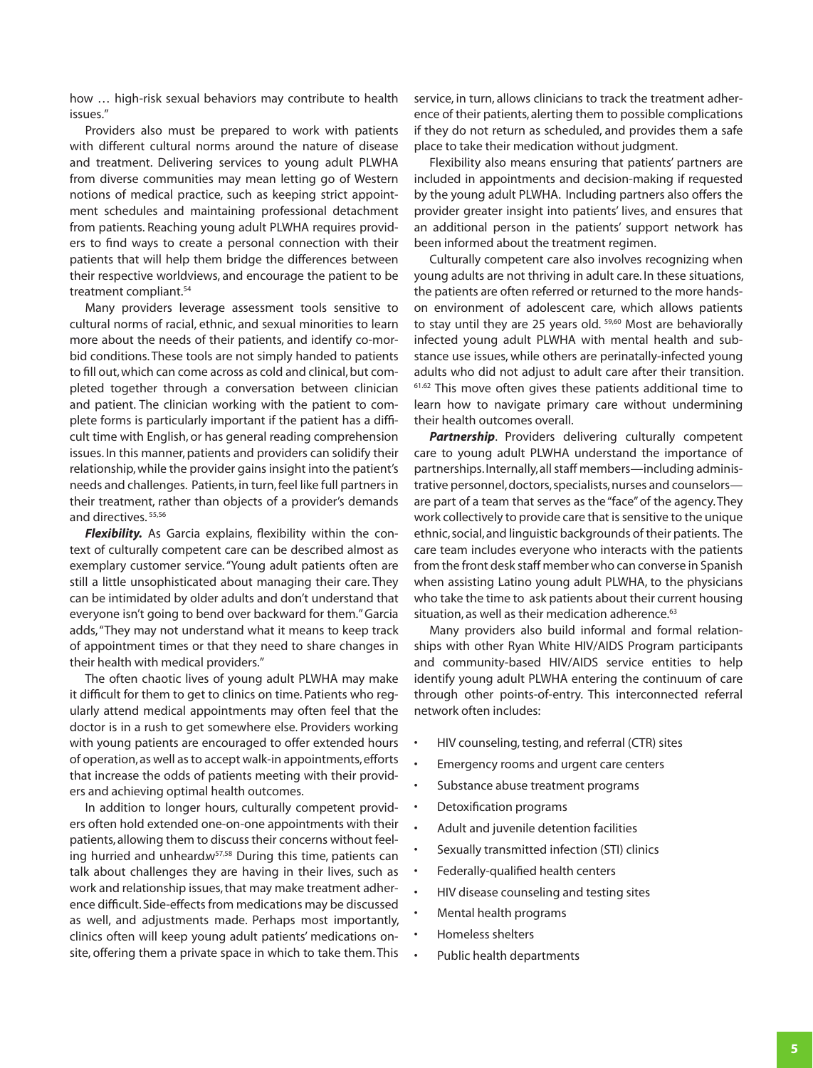how … high-risk sexual behaviors may contribute to health issues."

Providers also must be prepared to work with patients with different cultural norms around the nature of disease and treatment. Delivering services to young adult PLWHA from diverse communities may mean letting go of Western notions of medical practice, such as keeping strict appointment schedules and maintaining professional detachment from patients. Reaching young adult PLWHA requires providers to find ways to create a personal connection with their patients that will help them bridge the differences between their respective worldviews, and encourage the patient to be treatment compliant.[54]

Many providers leverage assessment tools sensitive to cultural norms of racial, ethnic, and sexual minorities to learn more about the needs of their patients, and identify co-morbid conditions. These tools are not simply handed to patients to fill out, which can come across as cold and clinical, but completed together through a conversation between clinician and patient. The clinician working with the patient to complete forms is particularly important if the patient has a difficult time with English, or has general reading comprehension issues. In this manner, patients and providers can solidify their relationship, while the provider gains insight into the patient's needs and challenges. Patients, in turn, feel like full partners in their treatment, rather than objects of a provider's demands and directives.[55,56]

***Flexibility.*** As Garcia explains, flexibility within the context of culturally competent care can be described almost as exemplary customer service. "Young adult patients often are still a little unsophisticated about managing their care. They can be intimidated by older adults and don't understand that everyone isn't going to bend over backward for them." Garcia adds, "They may not understand what it means to keep track of appointment times or that they need to share changes in their health with medical providers."

The often chaotic lives of young adult PLWHA may make it difficult for them to get to clinics on time. Patients who regularly attend medical appointments may often feel that the doctor is in a rush to get somewhere else. Providers working with young patients are encouraged to offer extended hours of operation, as well as to accept walk-in appointments, efforts that increase the odds of patients meeting with their providers and achieving optimal health outcomes.

In addition to longer hours, culturally competent providers often hold extended one-on-one appointments with their patients, allowing them to discuss their concerns without feeling hurried and unheard.[57,58] During this time, patients can talk about challenges they are having in their lives, such as work and relationship issues, that may make treatment adherence difficult. Side-effects from medications may be discussed as well, and adjustments made. Perhaps most importantly, clinics often will keep young adult patients' medications onsite, offering them a private space in which to take them. This service, in turn, allows clinicians to track the treatment adherence of their patients, alerting them to possible complications if they do not return as scheduled, and provides them a safe place to take their medication without judgment.

Flexibility also means ensuring that patients' partners are included in appointments and decision-making if requested by the young adult PLWHA. Including partners also offers the provider greater insight into patients' lives, and ensures that an additional person in the patients' support network has been informed about the treatment regimen.

Culturally competent care also involves recognizing when young adults are not thriving in adult care. In these situations, the patients are often referred or returned to the more hands-on environment of adolescent care, which allows patients to stay until they are 25 years old.[59,60] Most are behaviorally infected young adult PLWHA with mental health and substance use issues, while others are perinatally-infected young adults who did not adjust to adult care after their transition.[61,62] This move often gives these patients additional time to learn how to navigate primary care without undermining their health outcomes overall.

***Partnership***. Providers delivering culturally competent care to young adult PLWHA understand the importance of partnerships. Internally, all staff members—including administrative personnel, doctors, specialists, nurses and counselors—are part of a team that serves as the "face" of the agency. They work collectively to provide care that is sensitive to the unique ethnic, social, and linguistic backgrounds of their patients. The care team includes everyone who interacts with the patients from the front desk staff member who can converse in Spanish when assisting Latino young adult PLWHA, to the physicians who take the time to ask patients about their current housing situation, as well as their medication adherence.[63]

Many providers also build informal and formal relationships with other Ryan White HIV/AIDS Program participants and community-based HIV/AIDS service entities to help identify young adult PLWHA entering the continuum of care through other points-of-entry. This interconnected referral network often includes:

- HIV counseling, testing, and referral (CTR) sites
- Emergency rooms and urgent care centers
- Substance abuse treatment programs
- Detoxification programs
- Adult and juvenile detention facilities
- Sexually transmitted infection (STI) clinics
- Federally-qualified health centers
- HIV disease counseling and testing sites
- Mental health programs
- Homeless shelters
- Public health departments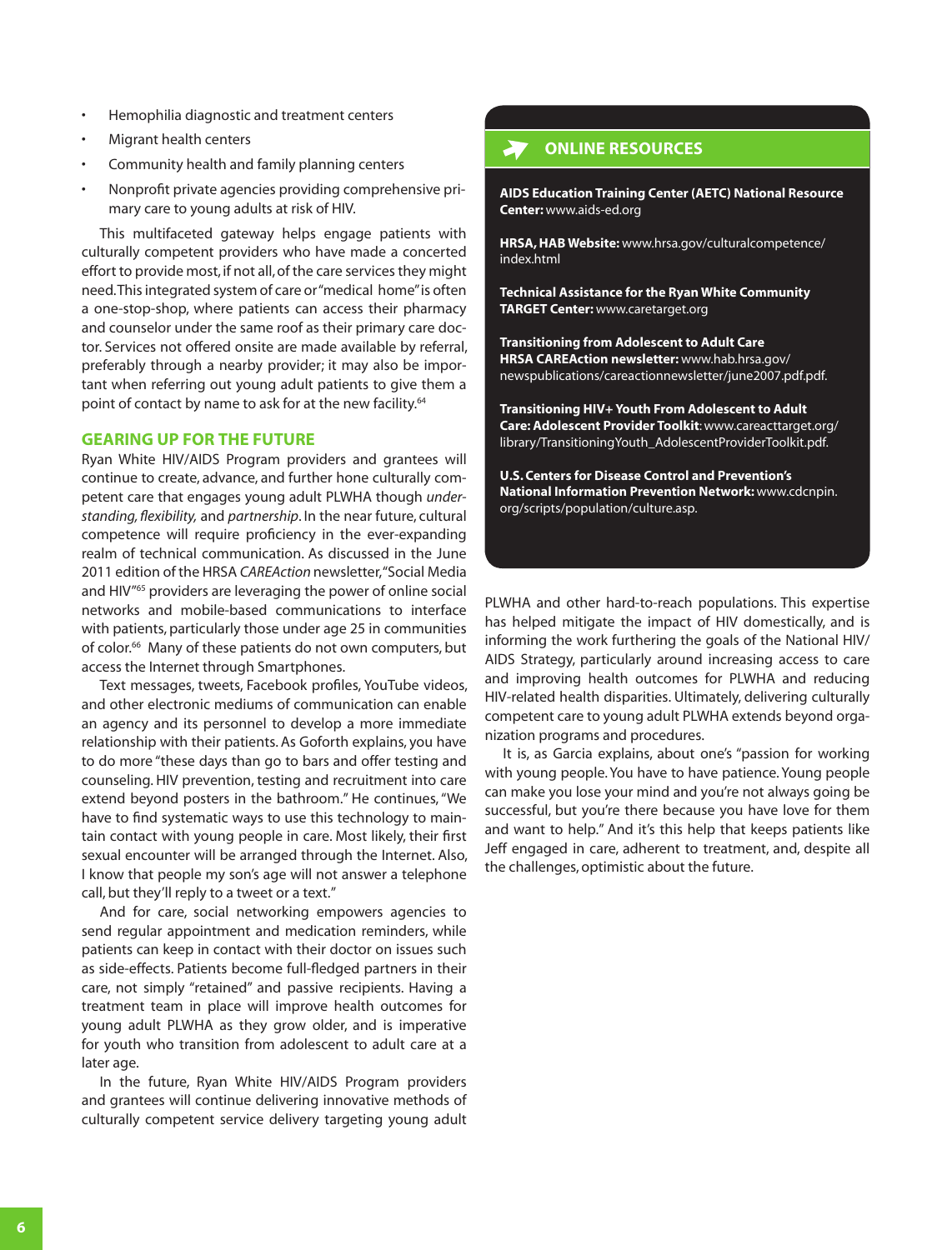- Hemophilia diagnostic and treatment centers
- Migrant health centers
- Community health and family planning centers
- Nonprofit private agencies providing comprehensive primary care to young adults at risk of HIV.

This multifaceted gateway helps engage patients with culturally competent providers who have made a concerted effort to provide most, if not all, of the care services they might need. This integrated system of care or "medical home" is often a one-stop-shop, where patients can access their pharmacy and counselor under the same roof as their primary care doctor. Services not offered onsite are made available by referral, preferably through a nearby provider; it may also be important when referring out young adult patients to give them a point of contact by name to ask for at the new facility.[64]

## GEARING UP FOR THE FUTURE

Ryan White HIV/AIDS Program providers and grantees will continue to create, advance, and further hone culturally competent care that engages young adult PLWHA though *understanding, flexibility,* and *partnership*. In the near future, cultural competence will require proficiency in the ever-expanding realm of technical communication. As discussed in the June 2011 edition of the HRSA *CAREAction* newsletter, "Social Media and HIV"[65] providers are leveraging the power of online social networks and mobile-based communications to interface with patients, particularly those under age 25 in communities of color.[66] Many of these patients do not own computers, but access the Internet through Smartphones.

Text messages, tweets, Facebook profiles, YouTube videos, and other electronic mediums of communication can enable an agency and its personnel to develop a more immediate relationship with their patients. As Goforth explains, you have to do more "these days than go to bars and offer testing and counseling. HIV prevention, testing and recruitment into care extend beyond posters in the bathroom." He continues, "We have to find systematic ways to use this technology to maintain contact with young people in care. Most likely, their first sexual encounter will be arranged through the Internet. Also, I know that people my son's age will not answer a telephone call, but they'll reply to a tweet or a text."

And for care, social networking empowers agencies to send regular appointment and medication reminders, while patients can keep in contact with their doctor on issues such as side-effects. Patients become full-fledged partners in their care, not simply "retained" and passive recipients. Having a treatment team in place will improve health outcomes for young adult PLWHA as they grow older, and is imperative for youth who transition from adolescent to adult care at a later age.

In the future, Ryan White HIV/AIDS Program providers and grantees will continue delivering innovative methods of culturally competent service delivery targeting young adult PLWHA and other hard-to-reach populations. This expertise has helped mitigate the impact of HIV domestically, and is informing the work furthering the goals of the National HIV/AIDS Strategy, particularly around increasing access to care and improving health outcomes for PLWHA and reducing HIV-related health disparities. Ultimately, delivering culturally competent care to young adult PLWHA extends beyond organization programs and procedures.

It is, as Garcia explains, about one's "passion for working with young people. You have to have patience. Young people can make you lose your mind and you're not always going be successful, but you're there because you have love for them and want to help." And it's this help that keeps patients like Jeff engaged in care, adherent to treatment, and, despite all the challenges, optimistic about the future.

## ONLINE RESOURCES

**AIDS Education Training Center (AETC) National Resource Center:** www.aids-ed.org

**HRSA, HAB Website:** www.hrsa.gov/culturalcompetence/index.html

**Technical Assistance for the Ryan White Community TARGET Center:** www.caretarget.org

**Transitioning from Adolescent to Adult Care HRSA CAREAction newsletter:** www.hab.hrsa.gov/newspublications/careactionnewsletter/june2007.pdf.pdf.

**Transitioning HIV+ Youth From Adolescent to Adult Care: Adolescent Provider Toolkit**: www.careacttarget.org/library/TransitioningYouth_AdolescentProviderToolkit.pdf.

**U.S. Centers for Disease Control and Prevention's National Information Prevention Network:** www.cdcnpin.org/scripts/population/culture.asp.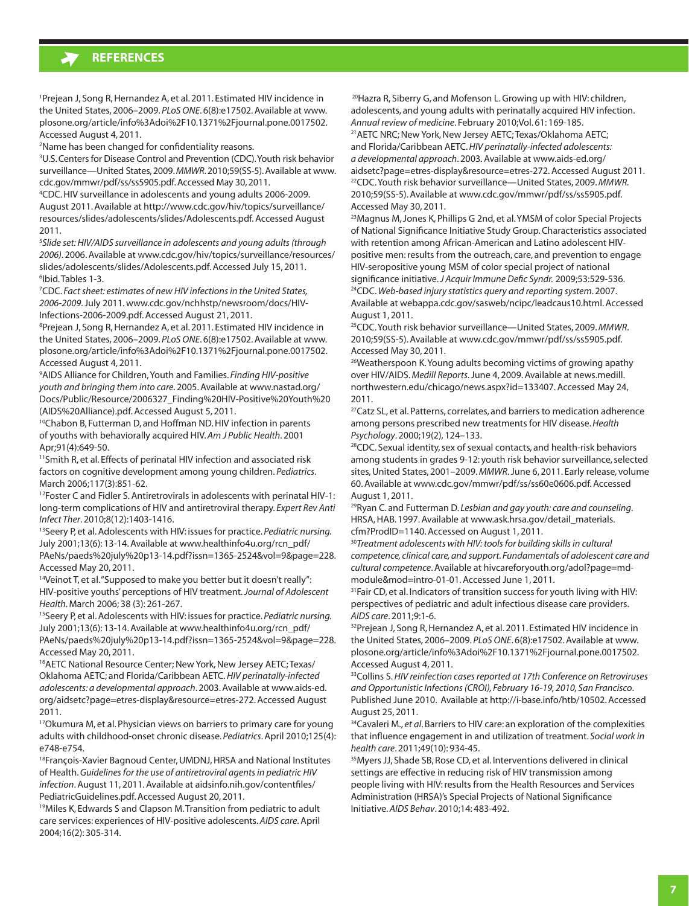## REFERENCES

[1]Prejean J, Song R, Hernandez A, et al. 2011. Estimated HIV incidence in the United States, 2006–2009. *PLoS ONE*. 6(8):e17502. Available at www.plosone.org/article/info%3Adoi%2F10.1371%2Fjournal.pone.0017502. Accessed August 4, 2011.

[2]Name has been changed for confidentiality reasons.

[3]U.S. Centers for Disease Control and Prevention (CDC). Youth risk behavior surveillance—United States, 2009. *MMWR*. 2010;59(SS-5). Available at www.cdc.gov/mmwr/pdf/ss/ss5905.pdf. Accessed May 30, 2011.

[4]CDC. HIV surveillance in adolescents and young adults 2006-2009. August 2011. Available at http://www.cdc.gov/hiv/topics/surveillance/resources/slides/adolescents/slides/Adolescents.pdf. Accessed August 2011.

[5]*Slide set: HIV/AIDS surveillance in adolescents and young adults (through 2006)*. 2006. Available at www.cdc.gov/hiv/topics/surveillance/resources/slides/adolescents/slides/Adolescents.pdf. Accessed July 15, 2011.

[6]Ibid. Tables 1-3.

[7]CDC. *Fact sheet: estimates of new HIV infections in the United States, 2006-2009*. July 2011. www.cdc.gov/nchhstp/newsroom/docs/HIV-Infections-2006-2009.pdf. Accessed August 21, 2011.

[8]Prejean J, Song R, Hernandez A, et al. 2011. Estimated HIV incidence in the United States, 2006–2009. *PLoS ONE*. 6(8):e17502. Available at www.plosone.org/article/info%3Adoi%2F10.1371%2Fjournal.pone.0017502. Accessed August 4, 2011.

[9]AIDS Alliance for Children, Youth and Families. *Finding HIV-positive youth and bringing them into care*. 2005. Available at www.nastad.org/Docs/Public/Resource/2006327_Finding%20HIV-Positive%20Youth%20(AIDS%20Alliance).pdf. Accessed August 5, 2011.

[10]Chabon B, Futterman D, and Hoffman ND. HIV infection in parents of youths with behaviorally acquired HIV. *Am J Public Health*. 2001 Apr;91(4):649-50.

[11]Smith R, et al. Effects of perinatal HIV infection and associated risk factors on cognitive development among young children. *Pediatrics*. March 2006;117(3):851-62.

[12]Foster C and Fidler S. Antiretrovirals in adolescents with perinatal HIV-1: long-term complications of HIV and antiretroviral therapy. *Expert Rev Anti Infect Ther*. 2010;8(12):1403-1416.

[13]Seery P, et al. Adolescents with HIV: issues for practice. *Pediatric nursing.* July 2001;13(6): 13-14. Available at www.healthinfo4u.org/rcn_pdf/PAeNs/paeds%20july%20p13-14.pdf?issn=1365-2524&vol=9&page=228. Accessed May 20, 2011.

[14]Veinot T, et al. "Supposed to make you better but it doesn't really": HIV-positive youths' perceptions of HIV treatment. *Journal of Adolescent Health*. March 2006; 38 (3): 261-267.

[15]Seery P, et al. Adolescents with HIV: issues for practice. *Pediatric nursing.* July 2001;13(6): 13-14. Available at www.healthinfo4u.org/rcn_pdf/PAeNs/paeds%20july%20p13-14.pdf?issn=1365-2524&vol=9&page=228. Accessed May 20, 2011.

[16]AETC National Resource Center; New York, New Jersey AETC; Texas/Oklahoma AETC; and Florida/Caribbean AETC. *HIV perinatally-infected adolescents: a developmental approach*. 2003. Available at www.aids-ed.org/aidsetc?page=etres-display&resource=etres-272. Accessed August 2011.

[17]Okumura M, et al. Physician views on barriers to primary care for young adults with childhood-onset chronic disease. *Pediatrics*. April 2010;125(4): e748-e754.

[18]François-Xavier Bagnoud Center, UMDNJ, HRSA and National Institutes of Health. *Guidelines for the use of antiretroviral agents in pediatric HIV infection*. August 11, 2011. Available at aidsinfo.nih.gov/contentfiles/PediatricGuidelines.pdf. Accessed August 20, 2011.

[19]Miles K, Edwards S and Clapson M. Transition from pediatric to adult care services: experiences of HIV-positive adolescents. *AIDS care*. April 2004;16(2): 305-314.

[20]Hazra R, Siberry G, and Mofenson L. Growing up with HIV: children, adolescents, and young adults with perinatally acquired HIV infection. *Annual review of medicine*. February 2010;Vol. 61: 169-185.

[21]AETC NRC; New York, New Jersey AETC; Texas/Oklahoma AETC; and Florida/Caribbean AETC. *HIV perinatally-infected adolescents: a developmental approach*. 2003. Available at www.aids-ed.org/aidsetc?page=etres-display&resource=etres-272. Accessed August 2011.

[22]CDC. Youth risk behavior surveillance—United States, 2009. *MMWR.* 2010;59(SS-5). Available at www.cdc.gov/mmwr/pdf/ss/ss5905.pdf. Accessed May 30, 2011.

[23]Magnus M, Jones K, Phillips G 2nd, et al. YMSM of color Special Projects of National Significance Initiative Study Group. Characteristics associated with retention among African-American and Latino adolescent HIV-positive men: results from the outreach, care, and prevention to engage HIV-seropositive young MSM of color special project of national significance initiative. *J Acquir Immune Defic Syndr.* 2009;53:529-536.

[24]CDC. *Web-based injury statistics query and reporting system*. 2007. Available at webappa.cdc.gov/sasweb/ncipc/leadcaus10.html. Accessed August 1, 2011.

[25]CDC. Youth risk behavior surveillance—United States, 2009. *MMWR*. 2010;59(SS-5). Available at www.cdc.gov/mmwr/pdf/ss/ss5905.pdf. Accessed May 30, 2011.

[26]Weatherspoon K. Young adults becoming victims of growing apathy over HIV/AIDS. *Medill Reports*. June 4, 2009. Available at news.medill.northwestern.edu/chicago/news.aspx?id=133407. Accessed May 24, 2011.

[27]Catz SL, et al. Patterns, correlates, and barriers to medication adherence among persons prescribed new treatments for HIV disease. *Health Psychology*. 2000;19(2), 124–133.

[28]CDC. Sexual identity, sex of sexual contacts, and health-risk behaviors among students in grades 9-12: youth risk behavior surveillance, selected sites, United States, 2001–2009. *MMWR*. June 6, 2011. Early release, volume 60. Available at www.cdc.gov/mmwr/pdf/ss/ss60e0606.pdf. Accessed August 1, 2011.

[29]Ryan C. and Futterman D. *Lesbian and gay youth: care and counseling*. HRSA, HAB. 1997. Available at www.ask.hrsa.gov/detail_materials.cfm?ProdID=1140. Accessed on August 1, 2011.

[30]*Treatment adolescents with HIV: tools for building skills in cultural competence, clinical care, and support. Fundamentals of adolescent care and cultural competence*. Available at hivcareforyouth.org/adol?page=md-module&mod=intro-01-01. Accessed June 1, 2011.

[31]Fair CD, et al. Indicators of transition success for youth living with HIV: perspectives of pediatric and adult infectious disease care providers. *AIDS care*. 2011;9:1-6.

[32]Prejean J, Song R, Hernandez A, et al. 2011. Estimated HIV incidence in the United States, 2006–2009. *PLoS ONE*. 6(8):e17502. Available at www.plosone.org/article/info%3Adoi%2F10.1371%2Fjournal.pone.0017502. Accessed August 4, 2011.

[33]Collins S. *HIV reinfection cases reported at 17th Conference on Retroviruses and Opportunistic Infections (CROI), February 16-19, 2010, San Francisco*. Published June 2010. Available at http://i-base.info/htb/10502. Accessed August 25, 2011.

[34]Cavaleri M., *et al.* Barriers to HIV care: an exploration of the complexities that influence engagement in and utilization of treatment. *Social work in health care*. 2011;49(10): 934-45.

[35]Myers JJ, Shade SB, Rose CD, et al. Interventions delivered in clinical settings are effective in reducing risk of HIV transmission among people living with HIV: results from the Health Resources and Services Administration (HRSA)'s Special Projects of National Significance Initiative. *AIDS Behav*. 2010;14: 483-492.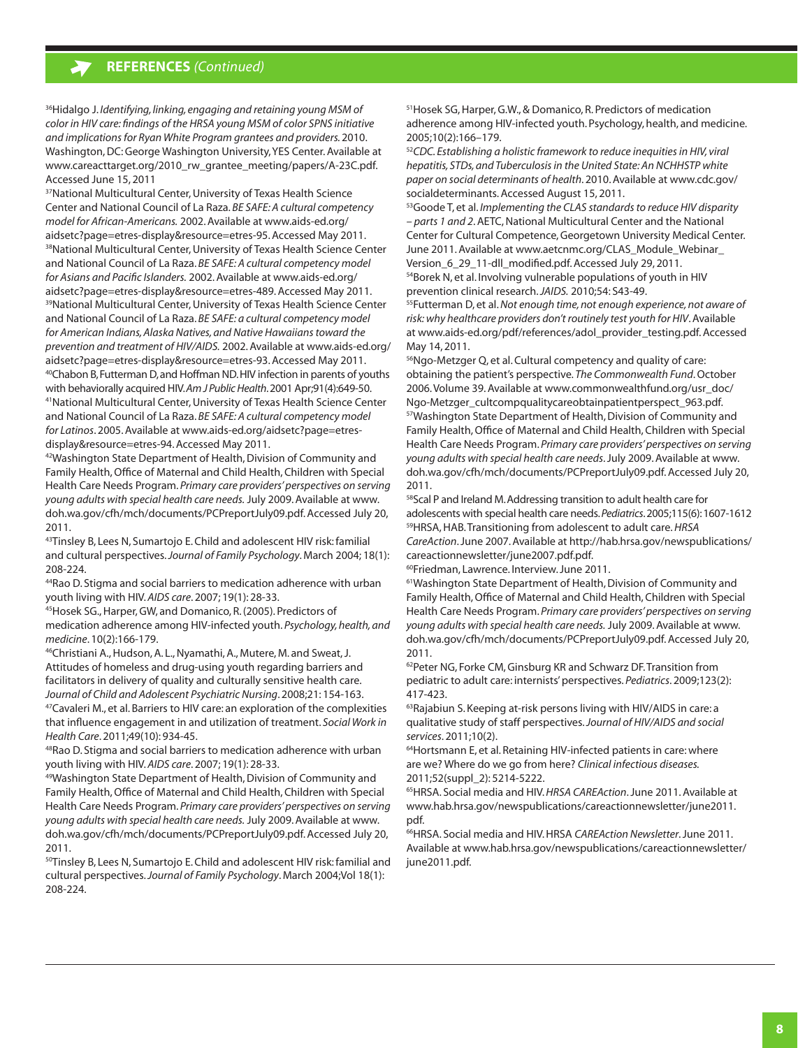## **REFERENCES** *(Continued)*

[36]Hidalgo J. *Identifying, linking, engaging and retaining young MSM of color in HIV care: findings of the HRSA young MSM of color SPNS initiative and implications for Ryan White Program grantees and providers.* 2010. Washington, DC: George Washington University, YES Center. Available at www.careacttarget.org/2010_rw_grantee_meeting/papers/A-23C.pdf. Accessed June 15, 2011

[37]National Multicultural Center, University of Texas Health Science Center and National Council of La Raza. *BE SAFE: A cultural competency model for African-Americans.* 2002. Available at www.aids-ed.org/aidsetc?page=etres-display&resource=etres-95. Accessed May 2011.

[38]National Multicultural Center, University of Texas Health Science Center and National Council of La Raza. *BE SAFE: A cultural competency model for Asians and Pacific Islanders.* 2002. Available at www.aids-ed.org/aidsetc?page=etres-display&resource=etres-489. Accessed May 2011.

[39]National Multicultural Center, University of Texas Health Science Center and National Council of La Raza. *BE SAFE: a cultural competency model for American Indians, Alaska Natives, and Native Hawaiians toward the prevention and treatment of HIV/AIDS.* 2002. Available at www.aids-ed.org/aidsetc?page=etres-display&resource=etres-93. Accessed May 2011.

[40]Chabon B, Futterman D, and Hoffman ND. HIV infection in parents of youths with behaviorally acquired HIV. *Am J Public Health*. 2001 Apr;91(4):649-50.

[41]National Multicultural Center, University of Texas Health Science Center and National Council of La Raza. *BE SAFE: A cultural competency model for Latinos*. 2005. Available at www.aids-ed.org/aidsetc?page=etres-display&resource=etres-94. Accessed May 2011.

[42]Washington State Department of Health, Division of Community and Family Health, Office of Maternal and Child Health, Children with Special Health Care Needs Program. *Primary care providers' perspectives on serving young adults with special health care needs.* July 2009. Available at www.doh.wa.gov/cfh/mch/documents/PCPreportJuly09.pdf. Accessed July 20, 2011.

[43]Tinsley B, Lees N, Sumartojo E. Child and adolescent HIV risk: familial and cultural perspectives. *Journal of Family Psychology*. March 2004; 18(1): 208-224.

[44]Rao D. Stigma and social barriers to medication adherence with urban youth living with HIV. *AIDS care*. 2007; 19(1): 28-33.

[45]Hosek SG., Harper, GW, and Domanico, R. (2005). Predictors of medication adherence among HIV-infected youth. *Psychology, health, and medicine*. 10(2):166-179.

[46]Christiani A., Hudson, A. L., Nyamathi, A., Mutere, M. and Sweat, J. Attitudes of homeless and drug-using youth regarding barriers and facilitators in delivery of quality and culturally sensitive health care. *Journal of Child and Adolescent Psychiatric Nursing*. 2008;21: 154-163.

[47]Cavaleri M., et al. Barriers to HIV care: an exploration of the complexities that influence engagement in and utilization of treatment. *Social Work in Health Care*. 2011;49(10): 934-45.

[48]Rao D. Stigma and social barriers to medication adherence with urban youth living with HIV. *AIDS care*. 2007; 19(1): 28-33.

[49]Washington State Department of Health, Division of Community and Family Health, Office of Maternal and Child Health, Children with Special Health Care Needs Program. *Primary care providers' perspectives on serving young adults with special health care needs.* July 2009. Available at www.doh.wa.gov/cfh/mch/documents/PCPreportJuly09.pdf. Accessed July 20, 2011.

[50]Tinsley B, Lees N, Sumartojo E. Child and adolescent HIV risk: familial and cultural perspectives. *Journal of Family Psychology*. March 2004;Vol 18(1): 208-224.

[51]Hosek SG, Harper, G.W., & Domanico, R. Predictors of medication adherence among HIV-infected youth. Psychology, health, and medicine. 2005;10(2):166–179.

[52]*CDC. Establishing a holistic framework to reduce inequities in HIV, viral hepatitis, STDs, and Tuberculosis in the United State: An NCHHSTP white paper on social determinants of health*. 2010. Available at www.cdc.gov/socialdeterminants. Accessed August 15, 2011.

[53]Goode T, et al. *Implementing the CLAS standards to reduce HIV disparity – parts 1 and 2*. AETC, National Multicultural Center and the National Center for Cultural Competence, Georgetown University Medical Center. June 2011. Available at www.aetcnmc.org/CLAS_Module_Webinar_Version_6_29_11-dll_modified.pdf. Accessed July 29, 2011.

[54]Borek N, et al. Involving vulnerable populations of youth in HIV prevention clinical research. *JAIDS.* 2010;54: S43-49.

[55]Futterman D, et al. *Not enough time, not enough experience, not aware of risk: why healthcare providers don't routinely test youth for HIV*. Available at www.aids-ed.org/pdf/references/adol_provider_testing.pdf. Accessed May 14, 2011.

[56]Ngo-Metzger Q, et al. Cultural competency and quality of care: obtaining the patient's perspective. *The Commonwealth Fund*. October 2006. Volume 39. Available at www.commonwealthfund.org/usr_doc/Ngo-Metzger_cultcompqualitycareobtainpatientperspect_963.pdf.

[57]Washington State Department of Health, Division of Community and Family Health, Office of Maternal and Child Health, Children with Special Health Care Needs Program. *Primary care providers' perspectives on serving young adults with special health care needs*. July 2009. Available at www.doh.wa.gov/cfh/mch/documents/PCPreportJuly09.pdf. Accessed July 20, 2011.

[58]Scal P and Ireland M. Addressing transition to adult health care for adolescents with special health care needs. *Pediatrics*. 2005;115(6):1607-1612

[59]HRSA, HAB. Transitioning from adolescent to adult care. *HRSA CareAction*. June 2007. Available at http://hab.hrsa.gov/newspublications/careactionnewsletter/june2007.pdf.pdf.

[60]Friedman, Lawrence. Interview. June 2011.

[61]Washington State Department of Health, Division of Community and Family Health, Office of Maternal and Child Health, Children with Special Health Care Needs Program. *Primary care providers' perspectives on serving young adults with special health care needs.* July 2009. Available at www.doh.wa.gov/cfh/mch/documents/PCPreportJuly09.pdf. Accessed July 20, 2011.

[62]Peter NG, Forke CM, Ginsburg KR and Schwarz DF. Transition from pediatric to adult care: internists' perspectives. *Pediatrics*. 2009;123(2): 417-423.

[63]Rajabiun S. Keeping at-risk persons living with HIV/AIDS in care: a qualitative study of staff perspectives. *Journal of HIV/AIDS and social services*. 2011;10(2).

[64]Hortsmann E, et al. Retaining HIV-infected patients in care: where are we? Where do we go from here? *Clinical infectious diseases.* 2011;52(suppl_2): 5214-5222.

[65]HRSA. Social media and HIV. *HRSA CAREAction*. June 2011. Available at www.hab.hrsa.gov/newspublications/careactionnewsletter/june2011.pdf.

[66]HRSA. Social media and HIV. HRSA *CAREAction Newsletter*. June 2011. Available at www.hab.hrsa.gov/newspublications/careactionnewsletter/june2011.pdf.